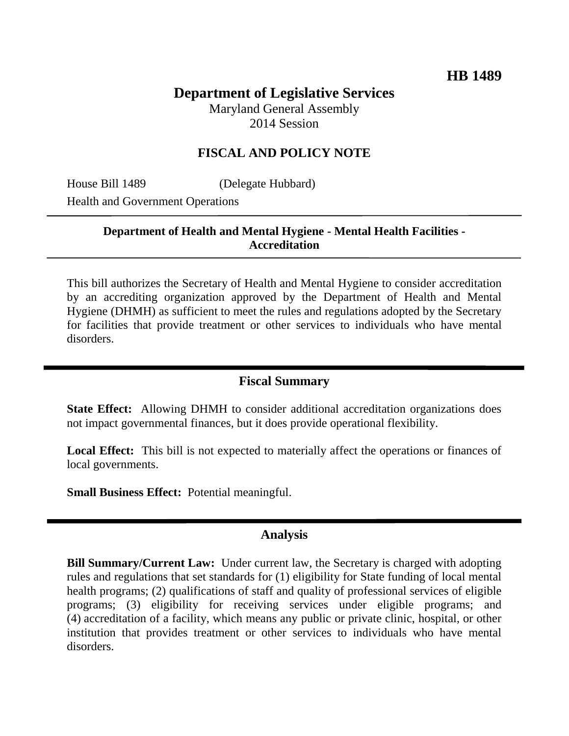**HB 1489**

# Department of Legislative Services

Maryland General Assembly
2014 Session

## FISCAL AND POLICY NOTE

House Bill 1489 (Delegate Hubbard)
Health and Government Operations

**Department of Health and Mental Hygiene - Mental Health Facilities - Accreditation**

This bill authorizes the Secretary of Health and Mental Hygiene to consider accreditation by an accrediting organization approved by the Department of Health and Mental Hygiene (DHMH) as sufficient to meet the rules and regulations adopted by the Secretary for facilities that provide treatment or other services to individuals who have mental disorders.

## Fiscal Summary

**State Effect:** Allowing DHMH to consider additional accreditation organizations does not impact governmental finances, but it does provide operational flexibility.

**Local Effect:** This bill is not expected to materially affect the operations or finances of local governments.

**Small Business Effect:** Potential meaningful.

## Analysis

**Bill Summary/Current Law:** Under current law, the Secretary is charged with adopting rules and regulations that set standards for (1) eligibility for State funding of local mental health programs; (2) qualifications of staff and quality of professional services of eligible programs; (3) eligibility for receiving services under eligible programs; and (4) accreditation of a facility, which means any public or private clinic, hospital, or other institution that provides treatment or other services to individuals who have mental disorders.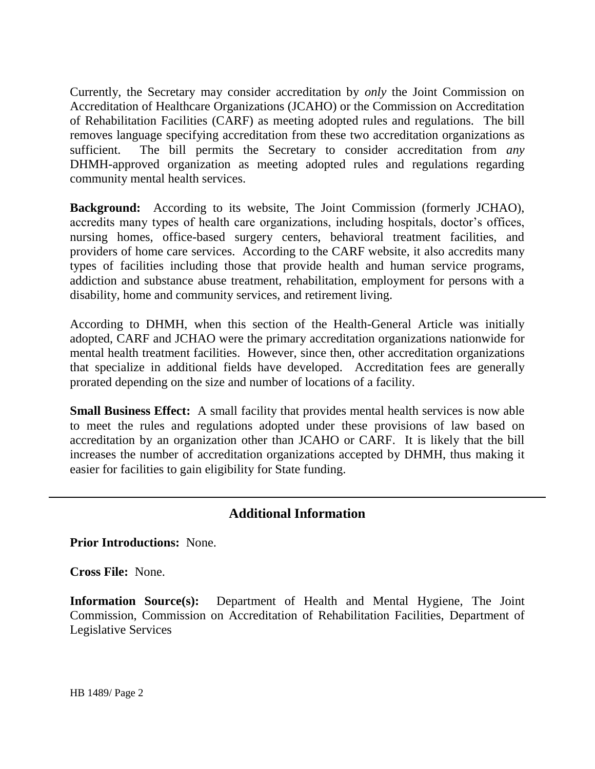Currently, the Secretary may consider accreditation by *only* the Joint Commission on Accreditation of Healthcare Organizations (JCAHO) or the Commission on Accreditation of Rehabilitation Facilities (CARF) as meeting adopted rules and regulations. The bill removes language specifying accreditation from these two accreditation organizations as sufficient. The bill permits the Secretary to consider accreditation from *any* DHMH-approved organization as meeting adopted rules and regulations regarding community mental health services.

**Background:** According to its website, The Joint Commission (formerly JCHAO), accredits many types of health care organizations, including hospitals, doctor's offices, nursing homes, office-based surgery centers, behavioral treatment facilities, and providers of home care services. According to the CARF website, it also accredits many types of facilities including those that provide health and human service programs, addiction and substance abuse treatment, rehabilitation, employment for persons with a disability, home and community services, and retirement living.

According to DHMH, when this section of the Health-General Article was initially adopted, CARF and JCHAO were the primary accreditation organizations nationwide for mental health treatment facilities. However, since then, other accreditation organizations that specialize in additional fields have developed. Accreditation fees are generally prorated depending on the size and number of locations of a facility.

**Small Business Effect:** A small facility that provides mental health services is now able to meet the rules and regulations adopted under these provisions of law based on accreditation by an organization other than JCAHO or CARF. It is likely that the bill increases the number of accreditation organizations accepted by DHMH, thus making it easier for facilities to gain eligibility for State funding.

## Additional Information

**Prior Introductions:** None.

**Cross File:** None.

**Information Source(s):** Department of Health and Mental Hygiene, The Joint Commission, Commission on Accreditation of Rehabilitation Facilities, Department of Legislative Services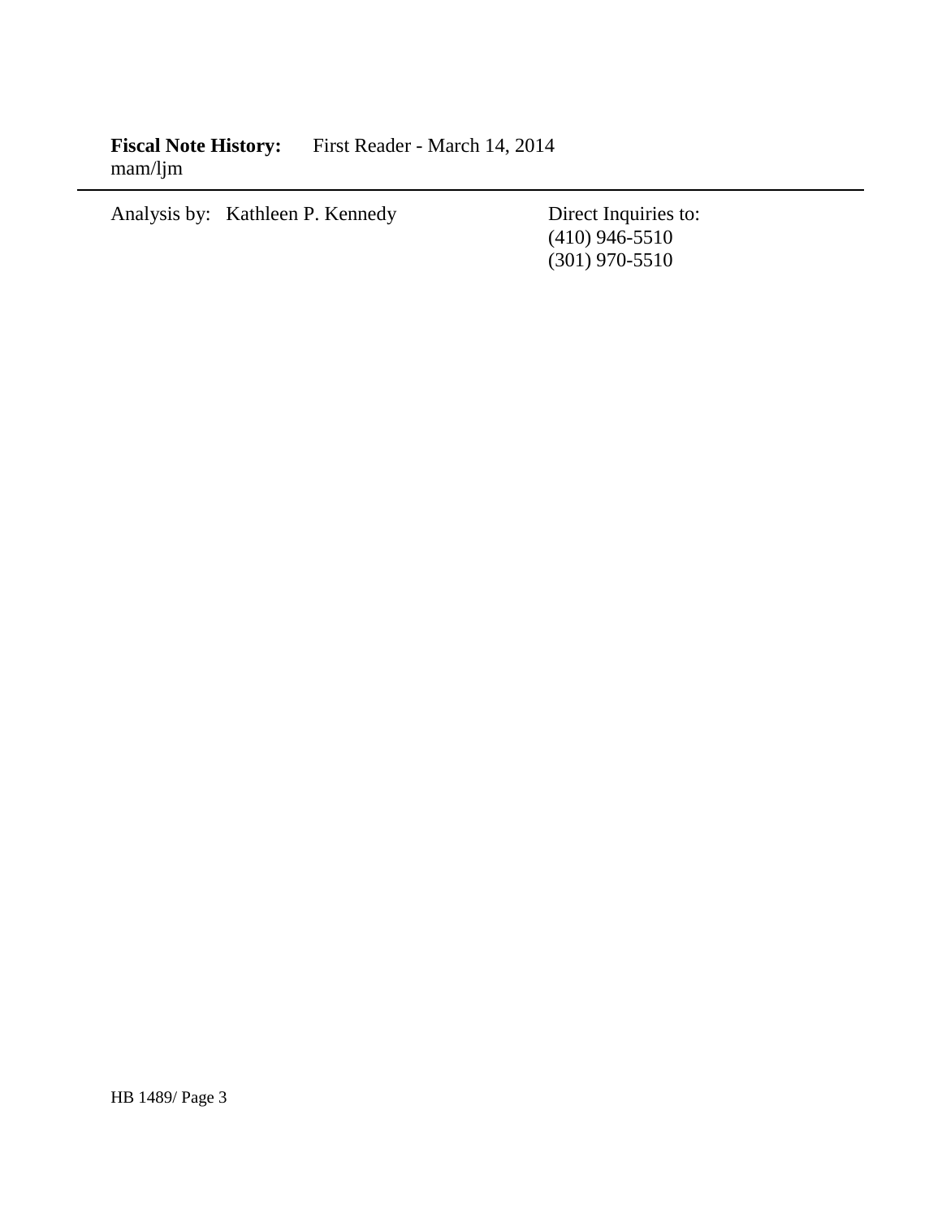**Fiscal Note History:** First Reader - March 14, 2014
mam/ljm

---

Analysis by: Kathleen P. Kennedy

Direct Inquiries to:
(410) 946-5510
(301) 970-5510